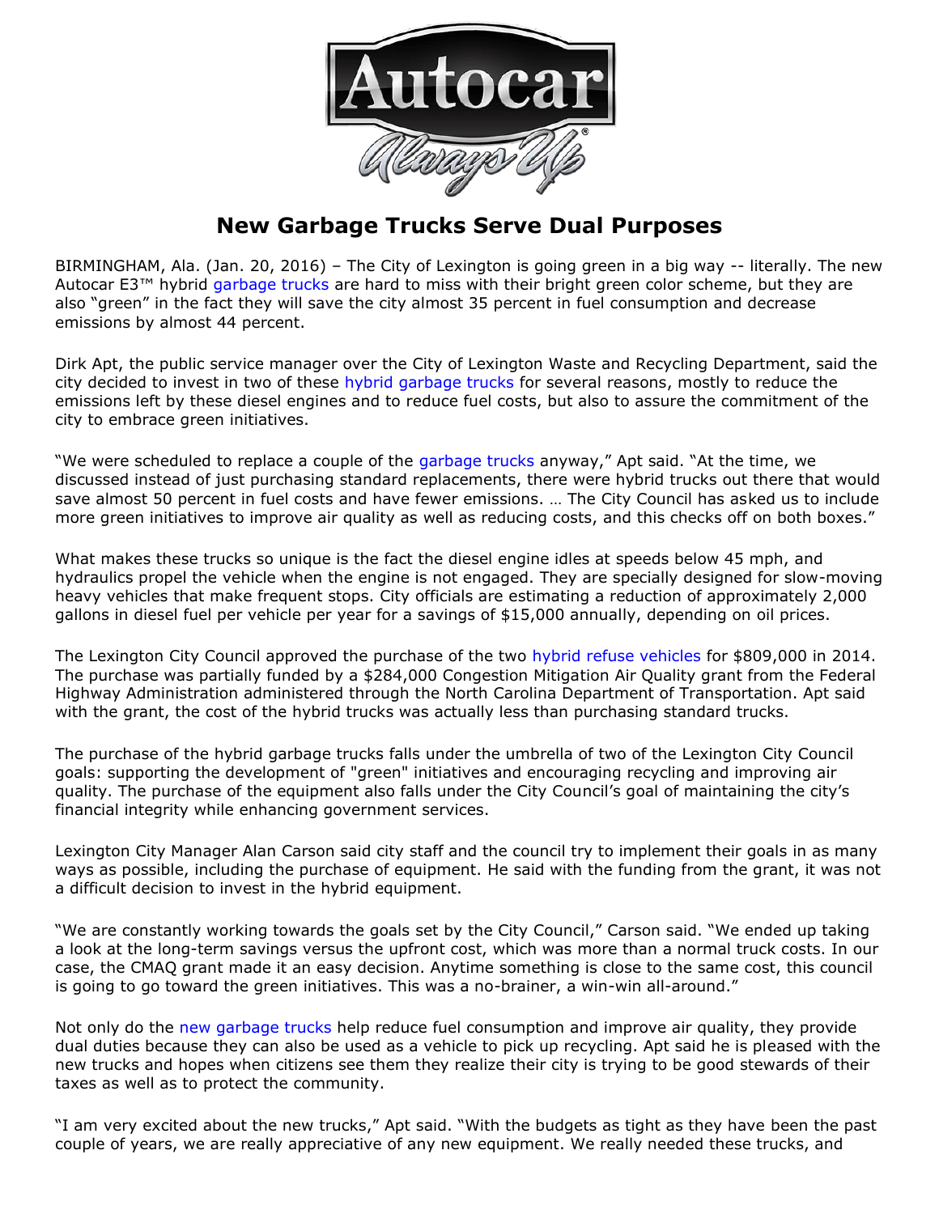# New Garbage Trucks Serve Dual Purposes

BIRMINGHAM, Ala. (Jan. 20, 2016) – The City of Lexington is going green in a big way -- literally. The new Autocar E3™ hybrid garbage trucks are hard to miss with their bright green color scheme, but they are also "green" in the fact they will save the city almost 35 percent in fuel consumption and decrease emissions by almost 44 percent.

Dirk Apt, the public service manager over the City of Lexington Waste and Recycling Department, said the city decided to invest in two of these hybrid garbage trucks for several reasons, mostly to reduce the emissions left by these diesel engines and to reduce fuel costs, but also to assure the commitment of the city to embrace green initiatives.

"We were scheduled to replace a couple of the garbage trucks anyway," Apt said. "At the time, we discussed instead of just purchasing standard replacements, there were hybrid trucks out there that would save almost 50 percent in fuel costs and have fewer emissions. … The City Council has asked us to include more green initiatives to improve air quality as well as reducing costs, and this checks off on both boxes."

What makes these trucks so unique is the fact the diesel engine idles at speeds below 45 mph, and hydraulics propel the vehicle when the engine is not engaged. They are specially designed for slow-moving heavy vehicles that make frequent stops. City officials are estimating a reduction of approximately 2,000 gallons in diesel fuel per vehicle per year for a savings of $15,000 annually, depending on oil prices.

The Lexington City Council approved the purchase of the two hybrid refuse vehicles for $809,000 in 2014. The purchase was partially funded by a $284,000 Congestion Mitigation Air Quality grant from the Federal Highway Administration administered through the North Carolina Department of Transportation. Apt said with the grant, the cost of the hybrid trucks was actually less than purchasing standard trucks.

The purchase of the hybrid garbage trucks falls under the umbrella of two of the Lexington City Council goals: supporting the development of "green" initiatives and encouraging recycling and improving air quality. The purchase of the equipment also falls under the City Council's goal of maintaining the city's financial integrity while enhancing government services.

Lexington City Manager Alan Carson said city staff and the council try to implement their goals in as many ways as possible, including the purchase of equipment. He said with the funding from the grant, it was not a difficult decision to invest in the hybrid equipment.

"We are constantly working towards the goals set by the City Council," Carson said. "We ended up taking a look at the long-term savings versus the upfront cost, which was more than a normal truck costs. In our case, the CMAQ grant made it an easy decision. Anytime something is close to the same cost, this council is going to go toward the green initiatives. This was a no-brainer, a win-win all-around."

Not only do the new garbage trucks help reduce fuel consumption and improve air quality, they provide dual duties because they can also be used as a vehicle to pick up recycling. Apt said he is pleased with the new trucks and hopes when citizens see them they realize their city is trying to be good stewards of their taxes as well as to protect the community.

"I am very excited about the new trucks," Apt said. "With the budgets as tight as they have been the past couple of years, we are really appreciative of any new equipment. We really needed these trucks, and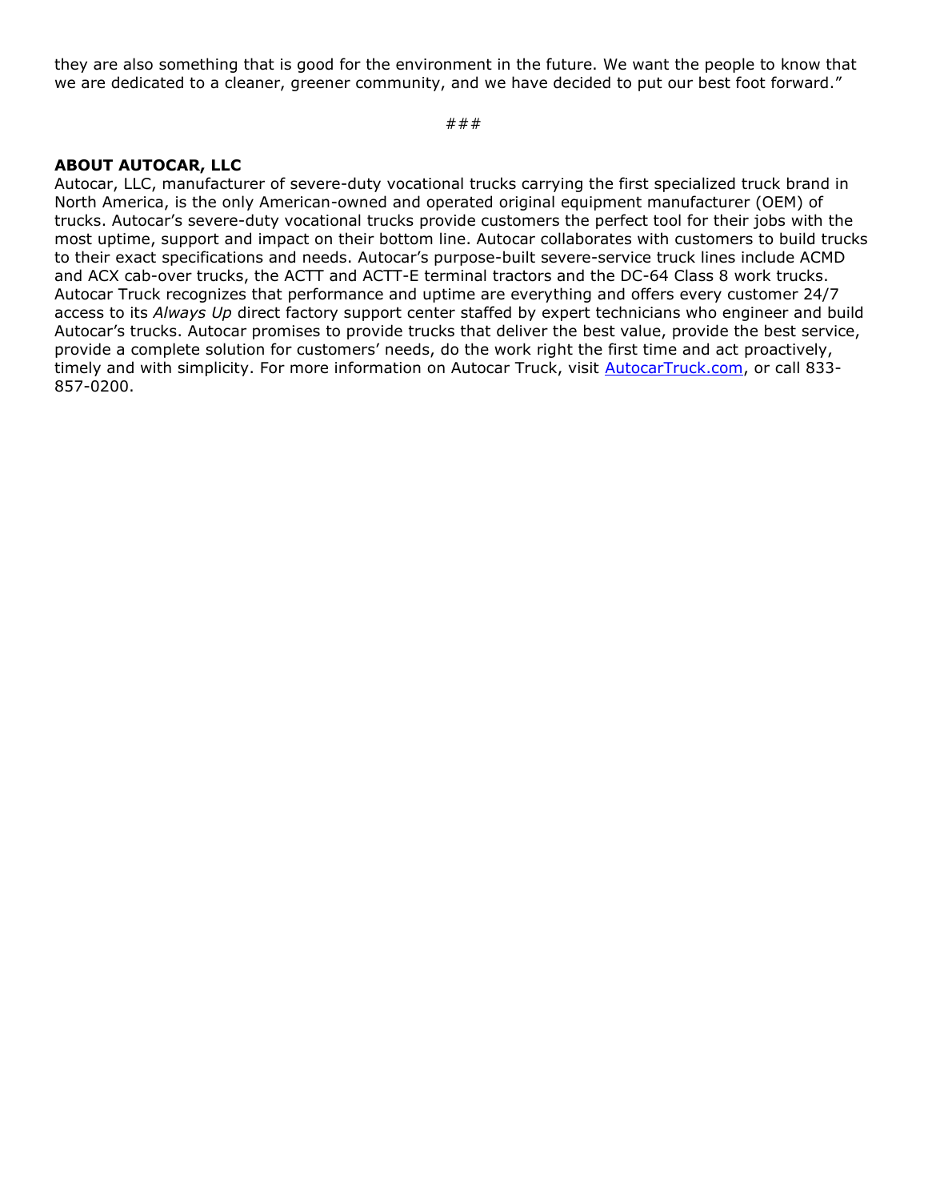they are also something that is good for the environment in the future. We want the people to know that we are dedicated to a cleaner, greener community, and we have decided to put our best foot forward."

###

**ABOUT AUTOCAR, LLC**

Autocar, LLC, manufacturer of severe-duty vocational trucks carrying the first specialized truck brand in North America, is the only American-owned and operated original equipment manufacturer (OEM) of trucks. Autocar's severe-duty vocational trucks provide customers the perfect tool for their jobs with the most uptime, support and impact on their bottom line. Autocar collaborates with customers to build trucks to their exact specifications and needs. Autocar's purpose-built severe-service truck lines include ACMD and ACX cab-over trucks, the ACTT and ACTT-E terminal tractors and the DC-64 Class 8 work trucks. Autocar Truck recognizes that performance and uptime are everything and offers every customer 24/7 access to its *Always Up* direct factory support center staffed by expert technicians who engineer and build Autocar's trucks. Autocar promises to provide trucks that deliver the best value, provide the best service, provide a complete solution for customers' needs, do the work right the first time and act proactively, timely and with simplicity. For more information on Autocar Truck, visit [AutocarTruck.com](http://AutocarTruck.com), or call 833-857-0200.